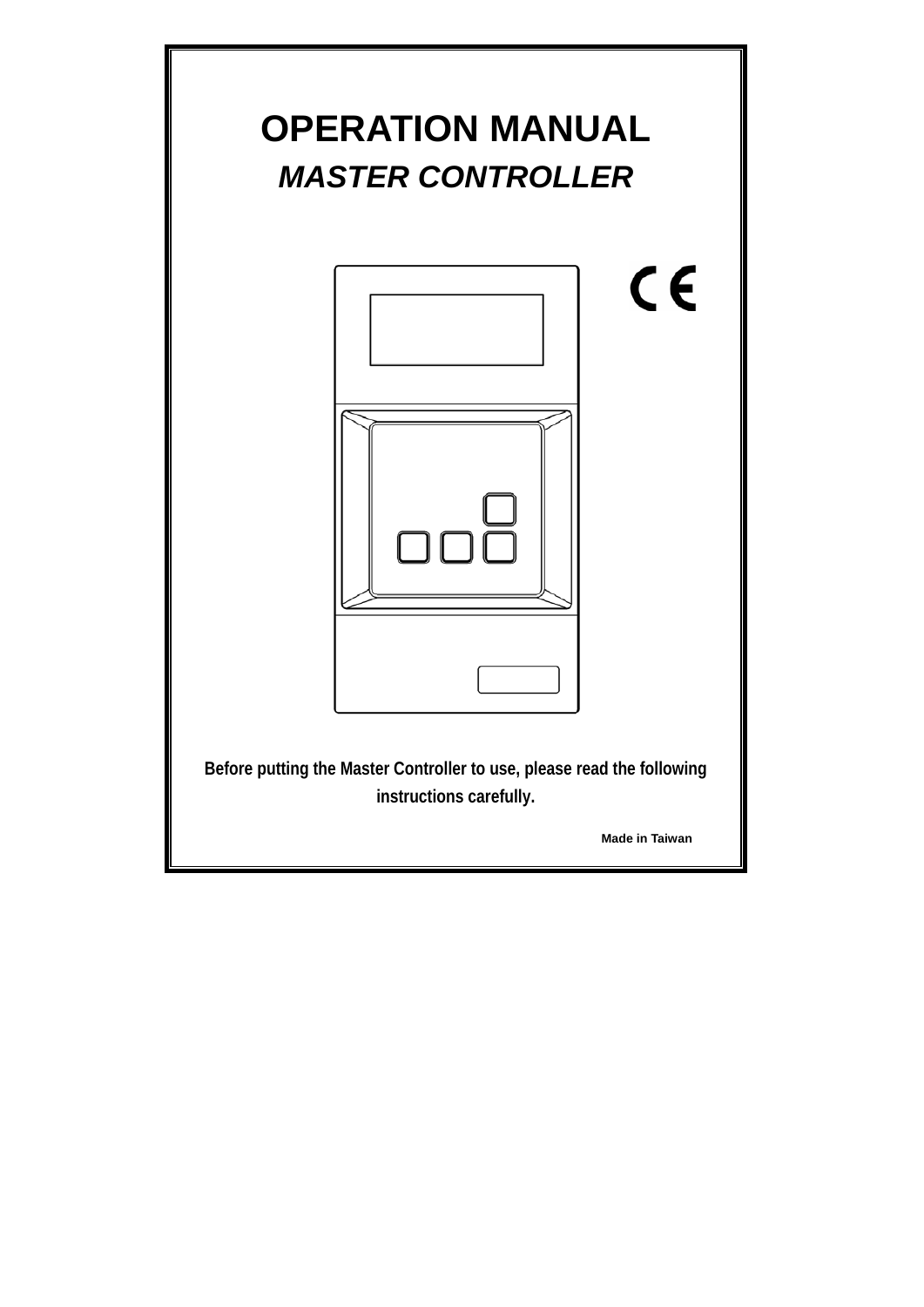# OPERATION MANUAL

## *MASTER CONTROLLER*

**Before putting the Master Controller to use, please read the following instructions carefully.**

**Made in Taiwan**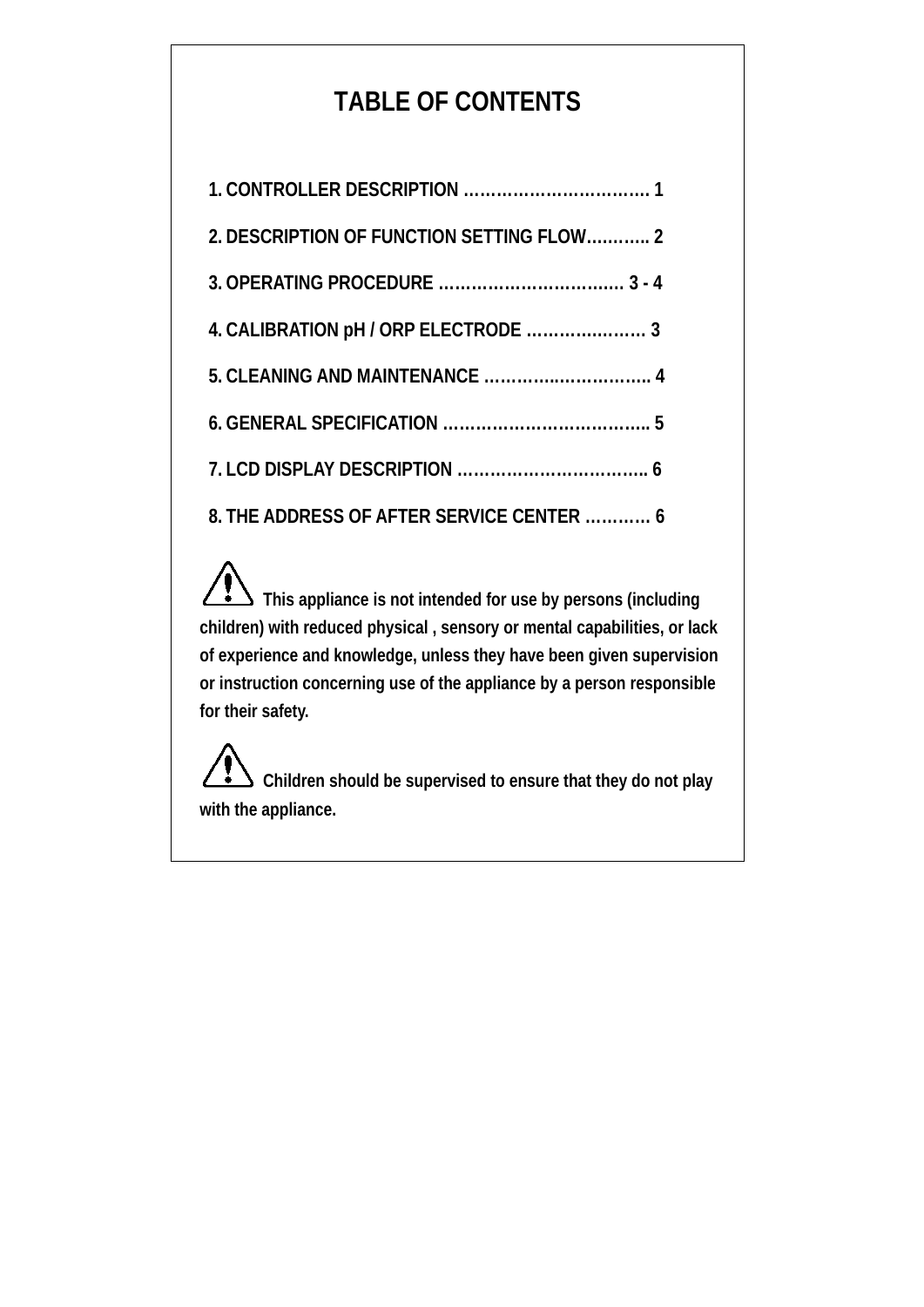# TABLE OF CONTENTS

1. CONTROLLER DESCRIPTION ……………………………. 1
2. DESCRIPTION OF FUNCTION SETTING FLOW……….. 2
3. OPERATING PROCEDURE ……………………………. 3 - 4
4. CALIBRATION pH / ORP ELECTRODE ………………… 3
5. CLEANING AND MAINTENANCE ………….…………….. 4
6. GENERAL SPECIFICATION ……………………………….. 5
7. LCD DISPLAY DESCRIPTION …………………………….. 6
8. THE ADDRESS OF AFTER SERVICE CENTER ………… 6

⚠ **This appliance is not intended for use by persons (including children) with reduced physical , sensory or mental capabilities, or lack of experience and knowledge, unless they have been given supervision or instruction concerning use of the appliance by a person responsible for their safety.**

⚠ **Children should be supervised to ensure that they do not play with the appliance.**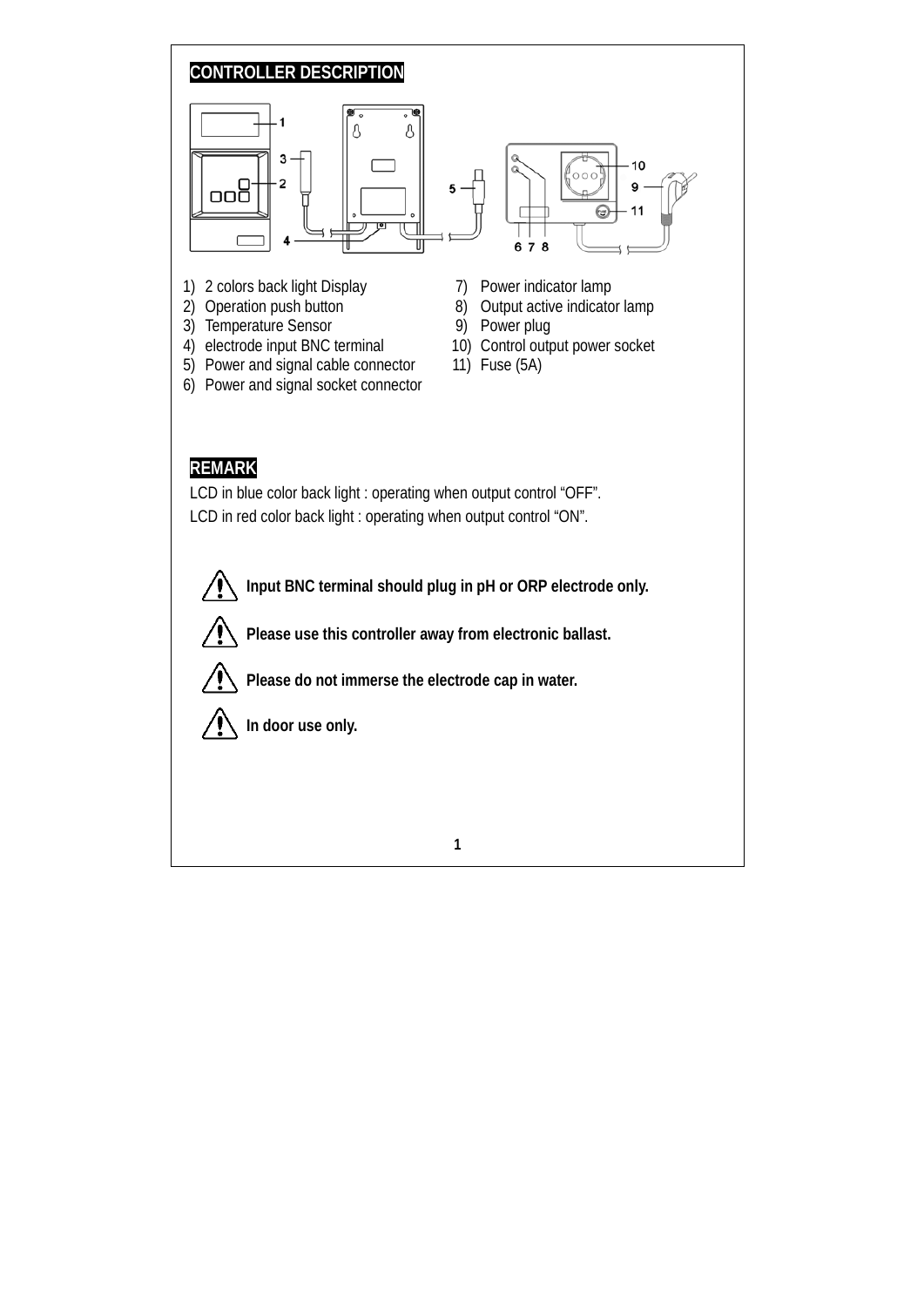## CONTROLLER DESCRIPTION

1) 2 colors back light Display
2) Operation push button
3) Temperature Sensor
4) electrode input BNC terminal
5) Power and signal cable connector
6) Power and signal socket connector
7) Power indicator lamp
8) Output active indicator lamp
9) Power plug
10) Control output power socket
11) Fuse (5A)

## REMARK

LCD in blue color back light : operating when output control “OFF”.
LCD in red color back light : operating when output control “ON”.

⚠ **Input BNC terminal should plug in pH or ORP electrode only.**

⚠ **Please use this controller away from electronic ballast.**

⚠ **Please do not immerse the electrode cap in water.**

⚠ **In door use only.**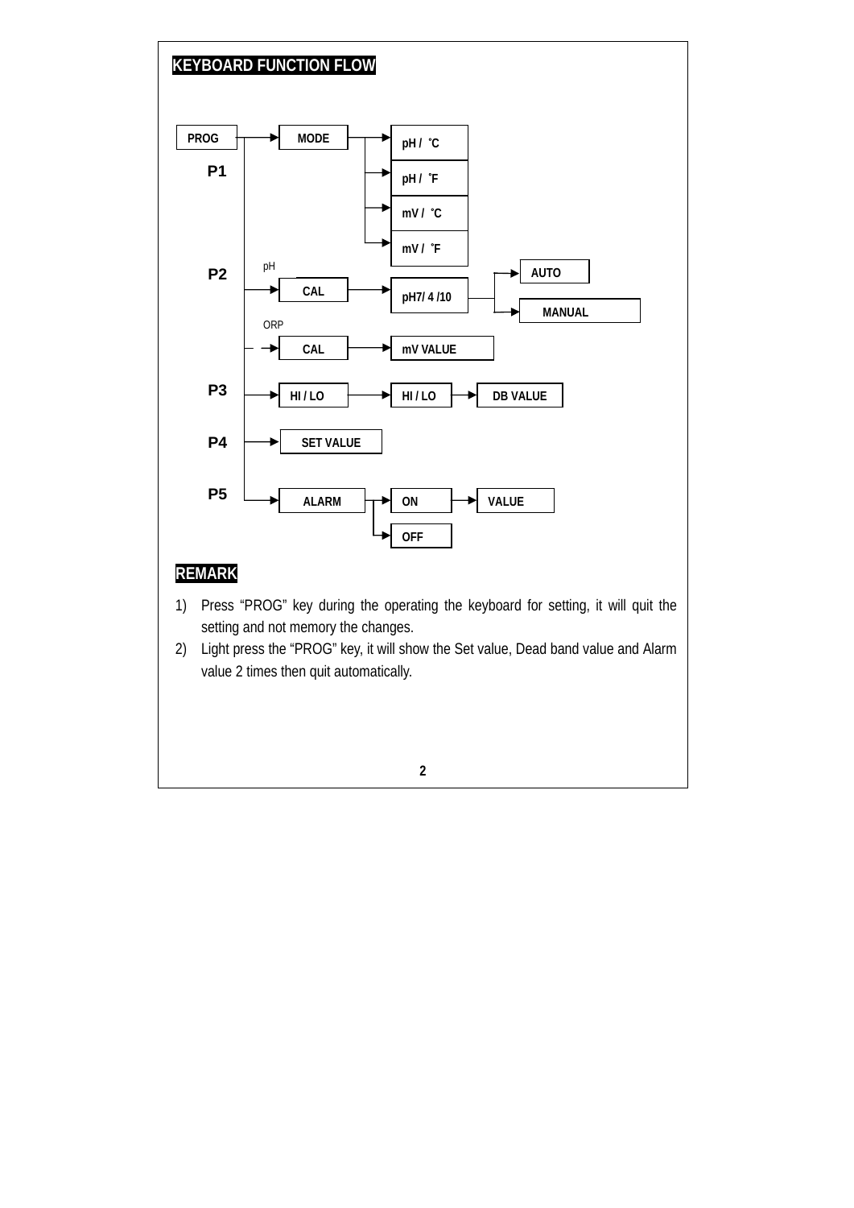## KEYBOARD FUNCTION FLOW

PROG

- **P1** → MODE → pH / ˚C
  - pH / ˚F
  - mV / ˚C
  - mV / ˚F
- **P2**
  - pH → CAL → pH7/ 4 /10 → AUTO
    - MANUAL
  - ORP → CAL → mV VALUE
- **P3** → HI / LO → HI / LO → DB VALUE
- **P4** → SET VALUE
- **P5** → ALARM → ON → VALUE
  - OFF

## REMARK

1) Press “PROG” key during the operating the keyboard for setting, it will quit the setting and not memory the changes.
2) Light press the “PROG” key, it will show the Set value, Dead band value and Alarm value 2 times then quit automatically.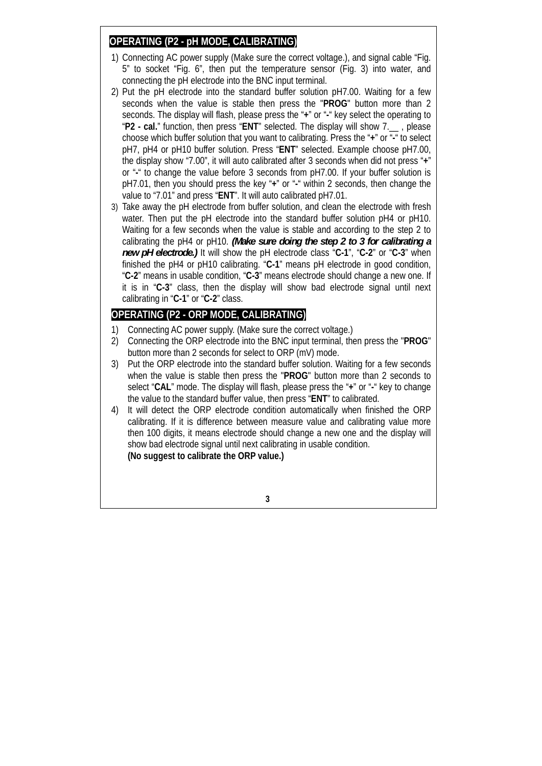## OPERATING (P2 - pH MODE, CALIBRATING)

1) Connecting AC power supply (Make sure the correct voltage.), and signal cable "Fig. 5" to socket "Fig. 6", then put the temperature sensor (Fig. 3) into water, and connecting the pH electrode into the BNC input terminal.
2) Put the pH electrode into the standard buffer solution pH7.00. Waiting for a few seconds when the value is stable then press the "**PROG**" button more than 2 seconds. The display will flash, please press the "**+**" or "**-**" key select the operating to "**P2 - cal.**" function, then press "**ENT**" selected. The display will show 7.__ , please choose which buffer solution that you want to calibrating. Press the "**+**" or "**-**" to select pH7, pH4 or pH10 buffer solution. Press "**ENT**" selected. Example choose pH7.00, the display show "7.00", it will auto calibrated after 3 seconds when did not press "**+**" or "**-**" to change the value before 3 seconds from pH7.00. If your buffer solution is pH7.01, then you should press the key "**+**" or "**-**" within 2 seconds, then change the value to "7.01" and press "**ENT**". It will auto calibrated pH7.01.
3) Take away the pH electrode from buffer solution, and clean the electrode with fresh water. Then put the pH electrode into the standard buffer solution pH4 or pH10. Waiting for a few seconds when the value is stable and according to the step 2 to calibrating the pH4 or pH10. ***(Make sure doing the step 2 to 3 for calibrating a new pH electrode.)*** It will show the pH electrode class "**C-1**", "**C-2**" or "**C-3**" when finished the pH4 or pH10 calibrating. "**C-1**" means pH electrode in good condition, "**C-2**" means in usable condition, "**C-3**" means electrode should change a new one. If it is in "**C-3**" class, then the display will show bad electrode signal until next calibrating in "**C-1**" or "**C-2**" class.

## OPERATING (P2 - ORP MODE, CALIBRATING)

1) Connecting AC power supply. (Make sure the correct voltage.)
2) Connecting the ORP electrode into the BNC input terminal, then press the "**PROG**" button more than 2 seconds for select to ORP (mV) mode.
3) Put the ORP electrode into the standard buffer solution. Waiting for a few seconds when the value is stable then press the "**PROG**" button more than 2 seconds to select "**CAL**" mode. The display will flash, please press the "**+**" or "**-**" key to change the value to the standard buffer value, then press "**ENT**" to calibrated.
4) It will detect the ORP electrode condition automatically when finished the ORP calibrating. If it is difference between measure value and calibrating value more then 100 digits, it means electrode should change a new one and the display will show bad electrode signal until next calibrating in usable condition.
   **(No suggest to calibrate the ORP value.)**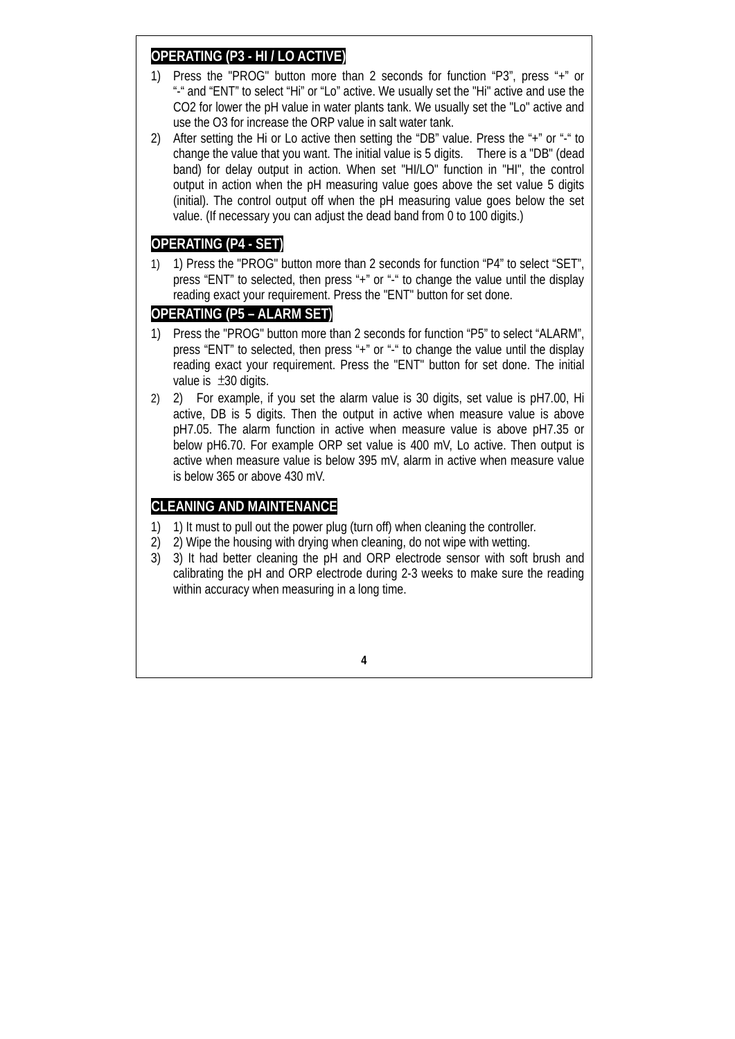## OPERATING (P3 - HI / LO ACTIVE)

1) Press the "PROG" button more than 2 seconds for function "P3", press "+" or "-" and "ENT" to select "Hi" or "Lo" active. We usually set the "Hi" active and use the $CO_2$ for lower the pH value in water plants tank. We usually set the "Lo" active and use the $O_3$ for increase the ORP value in salt water tank.
2) After setting the Hi or Lo active then setting the "DB" value. Press the "+" or "-" to change the value that you want. The initial value is 5 digits. There is a "DB" (dead band) for delay output in action. When set "HI/LO" function in "HI", the control output in action when the pH measuring value goes above the set value 5 digits (initial). The control output off when the pH measuring value goes below the set value. (If necessary you can adjust the dead band from 0 to 100 digits.)

## OPERATING (P4 - SET)

1) 1) Press the "PROG" button more than 2 seconds for function "P4" to select "SET", press "ENT" to selected, then press "+" or "-" to change the value until the display reading exact your requirement. Press the "ENT" button for set done.

## OPERATING (P5 – ALARM SET)

1) Press the "PROG" button more than 2 seconds for function "P5" to select "ALARM", press "ENT" to selected, then press "+" or "-" to change the value until the display reading exact your requirement. Press the "ENT" button for set done. The initial value is ±30 digits.
2) 2) For example, if you set the alarm value is 30 digits, set value is pH7.00, Hi active, DB is 5 digits. Then the output in active when measure value is above pH7.05. The alarm function in active when measure value is above pH7.35 or below pH6.70. For example ORP set value is 400 mV, Lo active. Then output is active when measure value is below 395 mV, alarm in active when measure value is below 365 or above 430 mV.

## CLEANING AND MAINTENANCE

1) 1) It must to pull out the power plug (turn off) when cleaning the controller.
2) 2) Wipe the housing with drying when cleaning, do not wipe with wetting.
3) 3) It had better cleaning the pH and ORP electrode sensor with soft brush and calibrating the pH and ORP electrode during 2-3 weeks to make sure the reading within accuracy when measuring in a long time.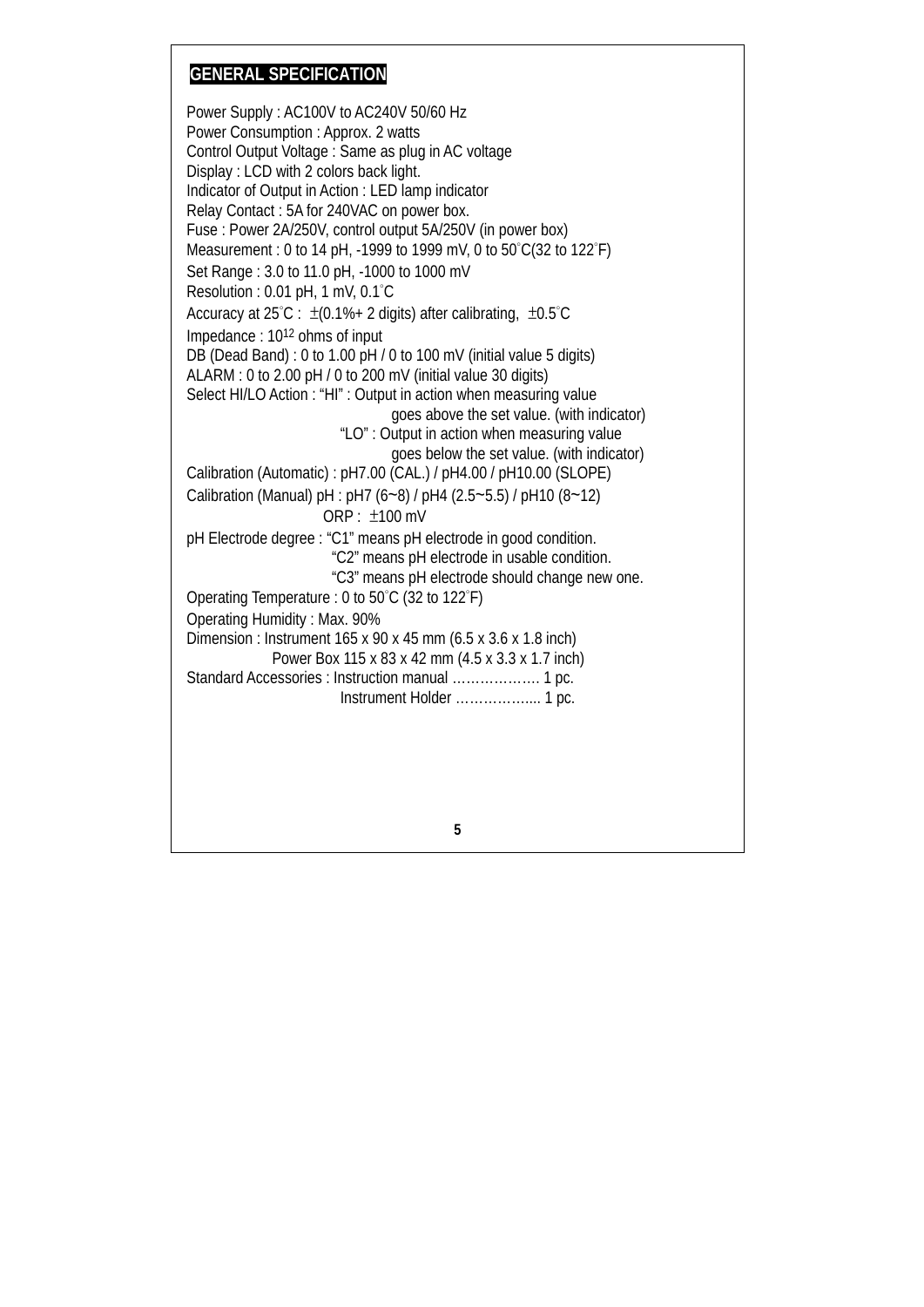## GENERAL SPECIFICATION

Power Supply : AC100V to AC240V 50/60 Hz
Power Consumption : Approx. 2 watts
Control Output Voltage : Same as plug in AC voltage
Display : LCD with 2 colors back light.
Indicator of Output in Action : LED lamp indicator
Relay Contact : 5A for 240VAC on power box.
Fuse : Power 2A/250V, control output 5A/250V (in power box)
Measurement : 0 to 14 pH, -1999 to 1999 mV, 0 to 50°C(32 to 122°F)
Set Range : 3.0 to 11.0 pH, -1000 to 1000 mV
Resolution : 0.01 pH, 1 mV, 0.1°C
Accuracy at 25°C : ±(0.1%+ 2 digits) after calibrating, ±0.5°C
Impedance : $10^{12}$ ohms of input
DB (Dead Band) : 0 to 1.00 pH / 0 to 100 mV (initial value 5 digits)
ALARM : 0 to 2.00 pH / 0 to 200 mV (initial value 30 digits)
Select HI/LO Action : "HI" : Output in action when measuring value goes above the set value. (with indicator)
"LO" : Output in action when measuring value goes below the set value. (with indicator)
Calibration (Automatic) : pH7.00 (CAL.) / pH4.00 / pH10.00 (SLOPE)
Calibration (Manual) pH : pH7 (6~8) / pH4 (2.5~5.5) / pH10 (8~12)
ORP : ±100 mV
pH Electrode degree : "C1" means pH electrode in good condition.
"C2" means pH electrode in usable condition.
"C3" means pH electrode should change new one.
Operating Temperature : 0 to 50°C (32 to 122°F)
Operating Humidity : Max. 90%
Dimension : Instrument 165 x 90 x 45 mm (6.5 x 3.6 x 1.8 inch)
Power Box 115 x 83 x 42 mm (4.5 x 3.3 x 1.7 inch)
Standard Accessories : Instruction manual ………………. 1 pc.
Instrument Holder …………….... 1 pc.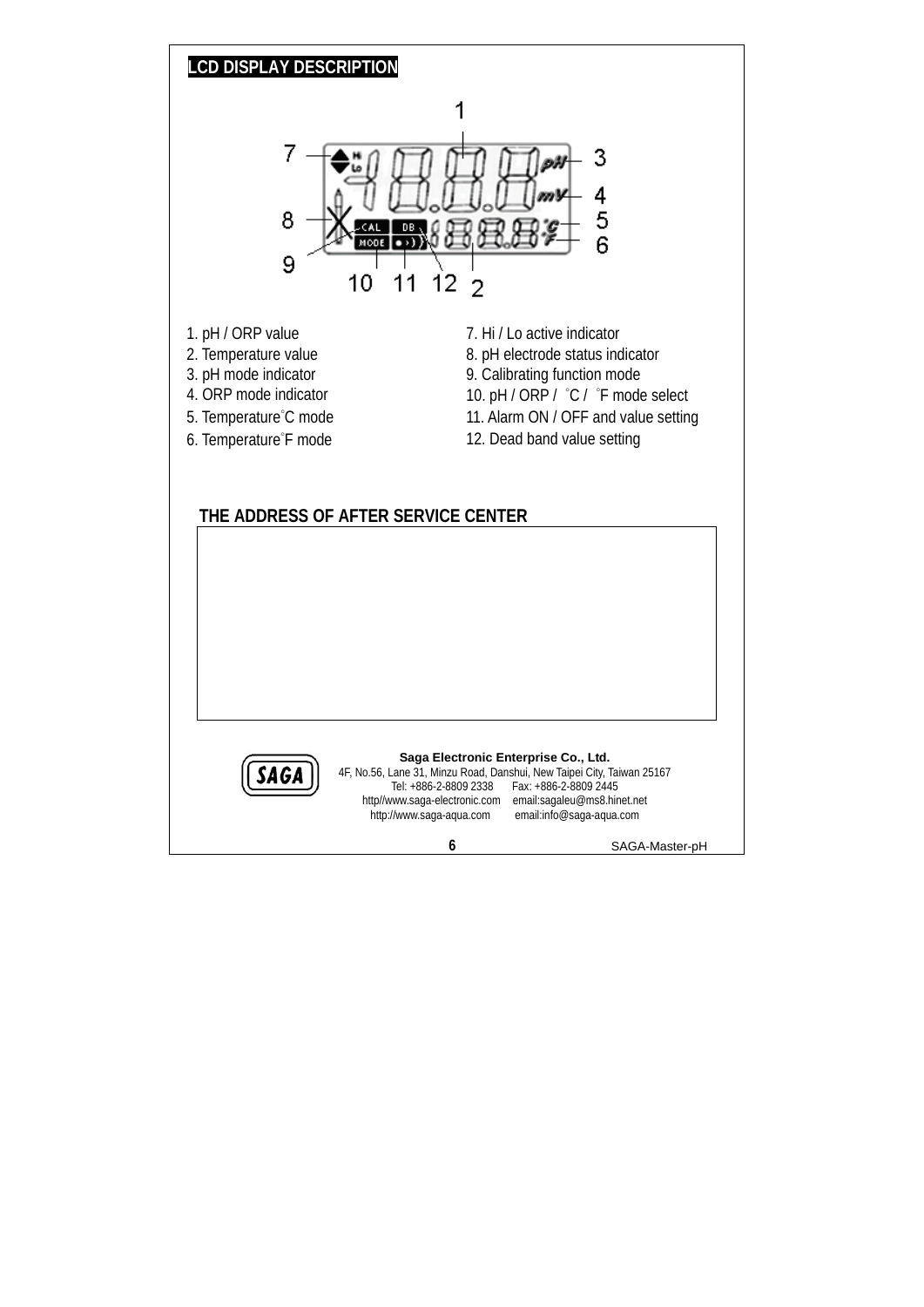## LCD DISPLAY DESCRIPTION

1 2 3 4 5 6 7 8 9 10 11 12

1. pH / ORP value
2. Temperature value
3. pH mode indicator
4. ORP mode indicator
5. Temperature°C mode
6. Temperature°F mode
7. Hi / Lo active indicator
8. pH electrode status indicator
9. Calibrating function mode
10. pH / ORP / °C / °F mode select
11. Alarm ON / OFF and value setting
12. Dead band value setting

## THE ADDRESS OF AFTER SERVICE CENTER

SAGA

**Saga Electronic Enterprise Co., Ltd.**
4F, No.56, Lane 31, Minzu Road, Danshui, New Taipei City, Taiwan 25167
Tel: +886-2-8809 2338 Fax: +886-2-8809 2445
http//www.saga-electronic.com email:sagaleu@ms8.hinet.net
http://www.saga-aqua.com email:info@saga-aqua.com